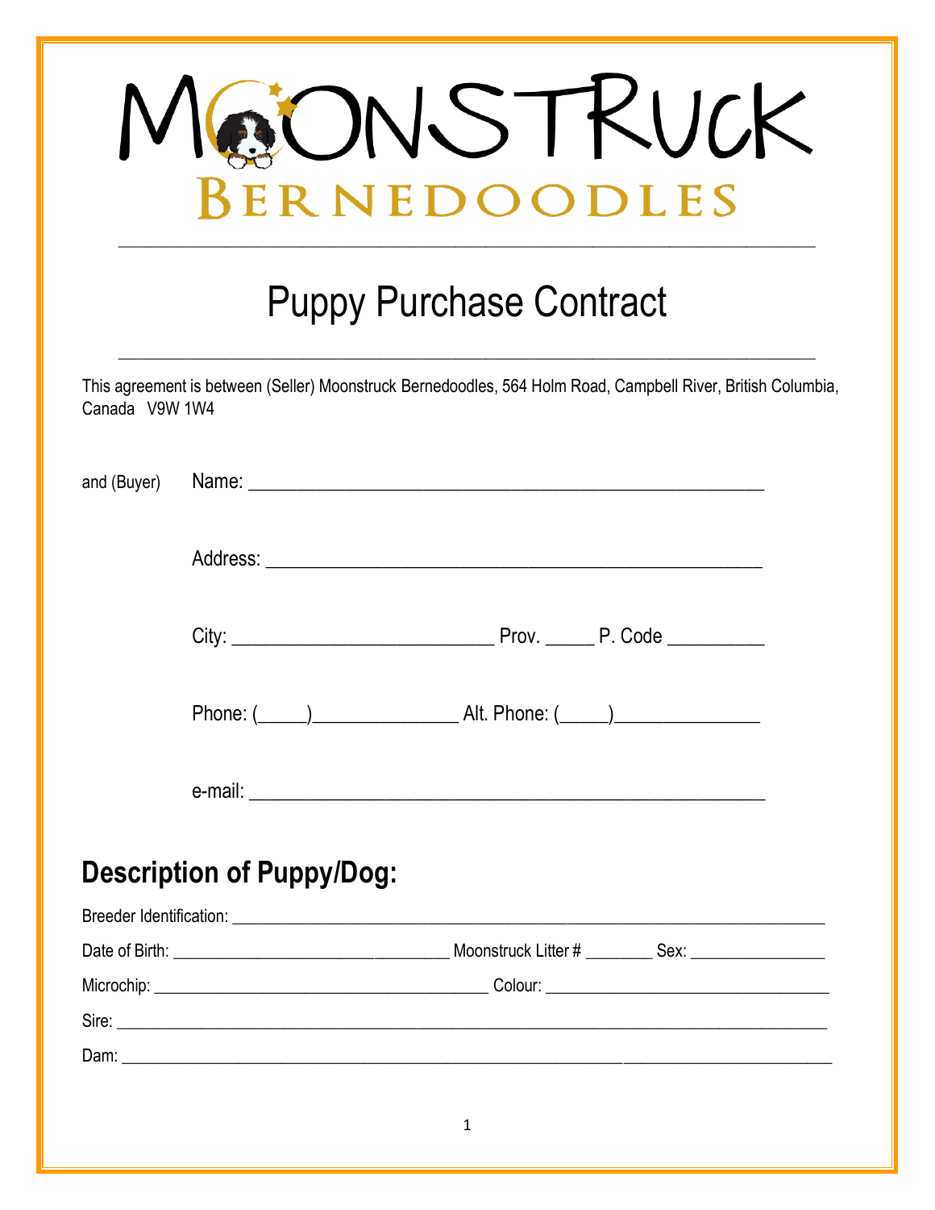# MOONSTRUCK BERNEDOODLES

---

## Puppy Purchase Contract

---

This agreement is between (Seller) Moonstruck Bernedoodles, 564 Holm Road, Campbell River, British Columbia, Canada V9W 1W4

and (Buyer) Name: ____________________________________________________

Address: ____________________________________________________

City: ___________________________ Prov. _____ P. Code __________

Phone: (_____)_______________ Alt. Phone: (_____)_______________

e-mail: ____________________________________________________

## Description of Puppy/Dog:

Breeder Identification: ____________________________________________________________

Date of Birth: ______________________________ Moonstruck Litter # ________ Sex: _______________

Microchip: ____________________________________ Colour: ________________________________

Sire: ____________________________________________________________________________

Dam: ____________________________________________________________________________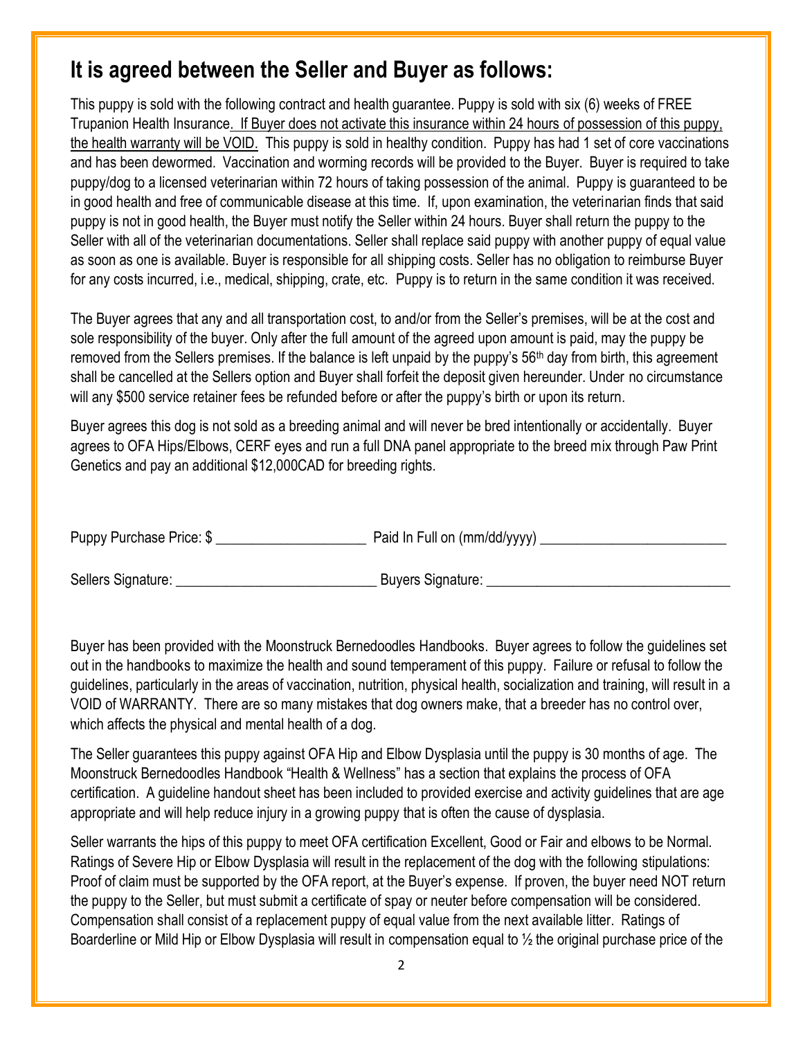## It is agreed between the Seller and Buyer as follows:

This puppy is sold with the following contract and health guarantee. Puppy is sold with six (6) weeks of FREE Trupanion Health Insurance. If Buyer does not activate this insurance within 24 hours of possession of this puppy, the health warranty will be VOID. This puppy is sold in healthy condition. Puppy has had 1 set of core vaccinations and has been dewormed. Vaccination and worming records will be provided to the Buyer. Buyer is required to take puppy/dog to a licensed veterinarian within 72 hours of taking possession of the animal. Puppy is guaranteed to be in good health and free of communicable disease at this time. If, upon examination, the veterinarian finds that said puppy is not in good health, the Buyer must notify the Seller within 24 hours. Buyer shall return the puppy to the Seller with all of the veterinarian documentations. Seller shall replace said puppy with another puppy of equal value as soon as one is available. Buyer is responsible for all shipping costs. Seller has no obligation to reimburse Buyer for any costs incurred, i.e., medical, shipping, crate, etc. Puppy is to return in the same condition it was received.

The Buyer agrees that any and all transportation cost, to and/or from the Seller's premises, will be at the cost and sole responsibility of the buyer. Only after the full amount of the agreed upon amount is paid, may the puppy be removed from the Sellers premises. If the balance is left unpaid by the puppy's 56th day from birth, this agreement shall be cancelled at the Sellers option and Buyer shall forfeit the deposit given hereunder. Under no circumstance will any $500 service retainer fees be refunded before or after the puppy's birth or upon its return.

Buyer agrees this dog is not sold as a breeding animal and will never be bred intentionally or accidentally. Buyer agrees to OFA Hips/Elbows, CERF eyes and run a full DNA panel appropriate to the breed mix through Paw Print Genetics and pay an additional $12,000CAD for breeding rights.

Puppy Purchase Price: $ ____________________ Paid In Full on (mm/dd/yyyy) ________________________

Sellers Signature: __________________________ Buyers Signature: ________________________________

Buyer has been provided with the Moonstruck Bernedoodles Handbooks. Buyer agrees to follow the guidelines set out in the handbooks to maximize the health and sound temperament of this puppy. Failure or refusal to follow the guidelines, particularly in the areas of vaccination, nutrition, physical health, socialization and training, will result in a VOID of WARRANTY. There are so many mistakes that dog owners make, that a breeder has no control over, which affects the physical and mental health of a dog.

The Seller guarantees this puppy against OFA Hip and Elbow Dysplasia until the puppy is 30 months of age. The Moonstruck Bernedoodles Handbook "Health & Wellness" has a section that explains the process of OFA certification. A guideline handout sheet has been included to provided exercise and activity guidelines that are age appropriate and will help reduce injury in a growing puppy that is often the cause of dysplasia.

Seller warrants the hips of this puppy to meet OFA certification Excellent, Good or Fair and elbows to be Normal. Ratings of Severe Hip or Elbow Dysplasia will result in the replacement of the dog with the following stipulations: Proof of claim must be supported by the OFA report, at the Buyer's expense. If proven, the buyer need NOT return the puppy to the Seller, but must submit a certificate of spay or neuter before compensation will be considered. Compensation shall consist of a replacement puppy of equal value from the next available litter. Ratings of Boarderline or Mild Hip or Elbow Dysplasia will result in compensation equal to ½ the original purchase price of the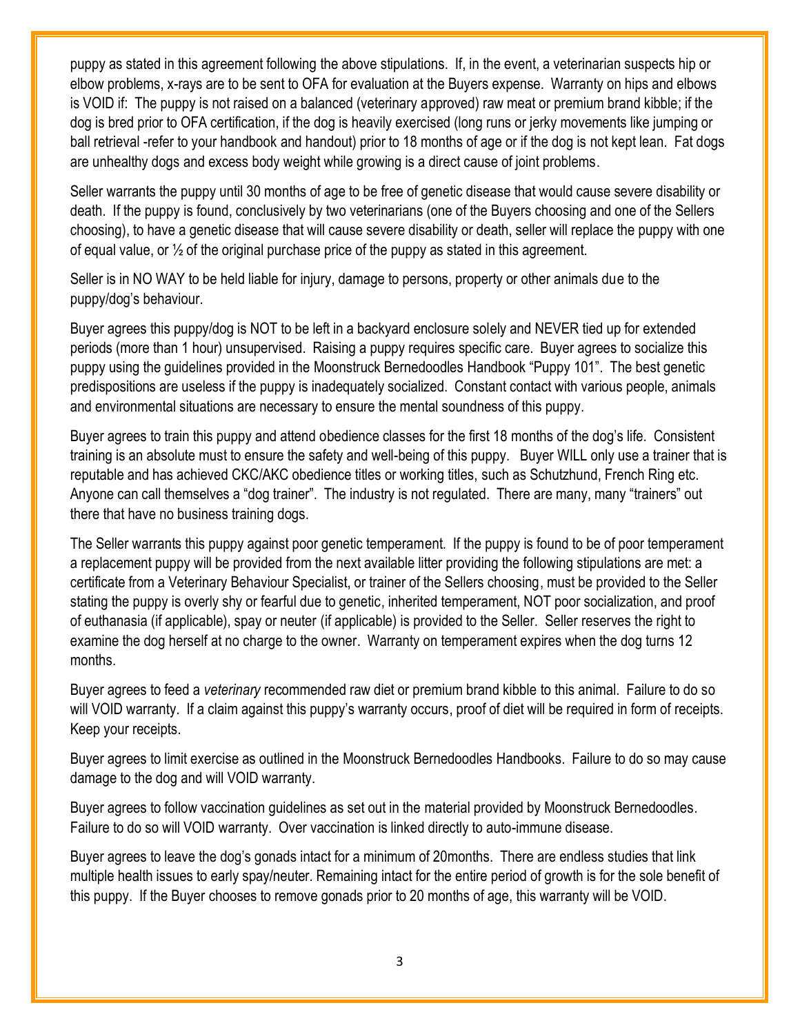puppy as stated in this agreement following the above stipulations. If, in the event, a veterinarian suspects hip or elbow problems, x-rays are to be sent to OFA for evaluation at the Buyers expense. Warranty on hips and elbows is VOID if: The puppy is not raised on a balanced (veterinary approved) raw meat or premium brand kibble; if the dog is bred prior to OFA certification, if the dog is heavily exercised (long runs or jerky movements like jumping or ball retrieval -refer to your handbook and handout) prior to 18 months of age or if the dog is not kept lean. Fat dogs are unhealthy dogs and excess body weight while growing is a direct cause of joint problems.

Seller warrants the puppy until 30 months of age to be free of genetic disease that would cause severe disability or death. If the puppy is found, conclusively by two veterinarians (one of the Buyers choosing and one of the Sellers choosing), to have a genetic disease that will cause severe disability or death, seller will replace the puppy with one of equal value, or ½ of the original purchase price of the puppy as stated in this agreement.

Seller is in NO WAY to be held liable for injury, damage to persons, property or other animals due to the puppy/dog's behaviour.

Buyer agrees this puppy/dog is NOT to be left in a backyard enclosure solely and NEVER tied up for extended periods (more than 1 hour) unsupervised. Raising a puppy requires specific care. Buyer agrees to socialize this puppy using the guidelines provided in the Moonstruck Bernedoodles Handbook "Puppy 101". The best genetic predispositions are useless if the puppy is inadequately socialized. Constant contact with various people, animals and environmental situations are necessary to ensure the mental soundness of this puppy.

Buyer agrees to train this puppy and attend obedience classes for the first 18 months of the dog's life. Consistent training is an absolute must to ensure the safety and well-being of this puppy. Buyer WILL only use a trainer that is reputable and has achieved CKC/AKC obedience titles or working titles, such as Schutzhund, French Ring etc. Anyone can call themselves a "dog trainer". The industry is not regulated. There are many, many "trainers" out there that have no business training dogs.

The Seller warrants this puppy against poor genetic temperament. If the puppy is found to be of poor temperament a replacement puppy will be provided from the next available litter providing the following stipulations are met: a certificate from a Veterinary Behaviour Specialist, or trainer of the Sellers choosing, must be provided to the Seller stating the puppy is overly shy or fearful due to genetic, inherited temperament, NOT poor socialization, and proof of euthanasia (if applicable), spay or neuter (if applicable) is provided to the Seller. Seller reserves the right to examine the dog herself at no charge to the owner. Warranty on temperament expires when the dog turns 12 months.

Buyer agrees to feed a *veterinary* recommended raw diet or premium brand kibble to this animal. Failure to do so will VOID warranty. If a claim against this puppy's warranty occurs, proof of diet will be required in form of receipts. Keep your receipts.

Buyer agrees to limit exercise as outlined in the Moonstruck Bernedoodles Handbooks. Failure to do so may cause damage to the dog and will VOID warranty.

Buyer agrees to follow vaccination guidelines as set out in the material provided by Moonstruck Bernedoodles. Failure to do so will VOID warranty. Over vaccination is linked directly to auto-immune disease.

Buyer agrees to leave the dog's gonads intact for a minimum of 20months. There are endless studies that link multiple health issues to early spay/neuter. Remaining intact for the entire period of growth is for the sole benefit of this puppy. If the Buyer chooses to remove gonads prior to 20 months of age, this warranty will be VOID.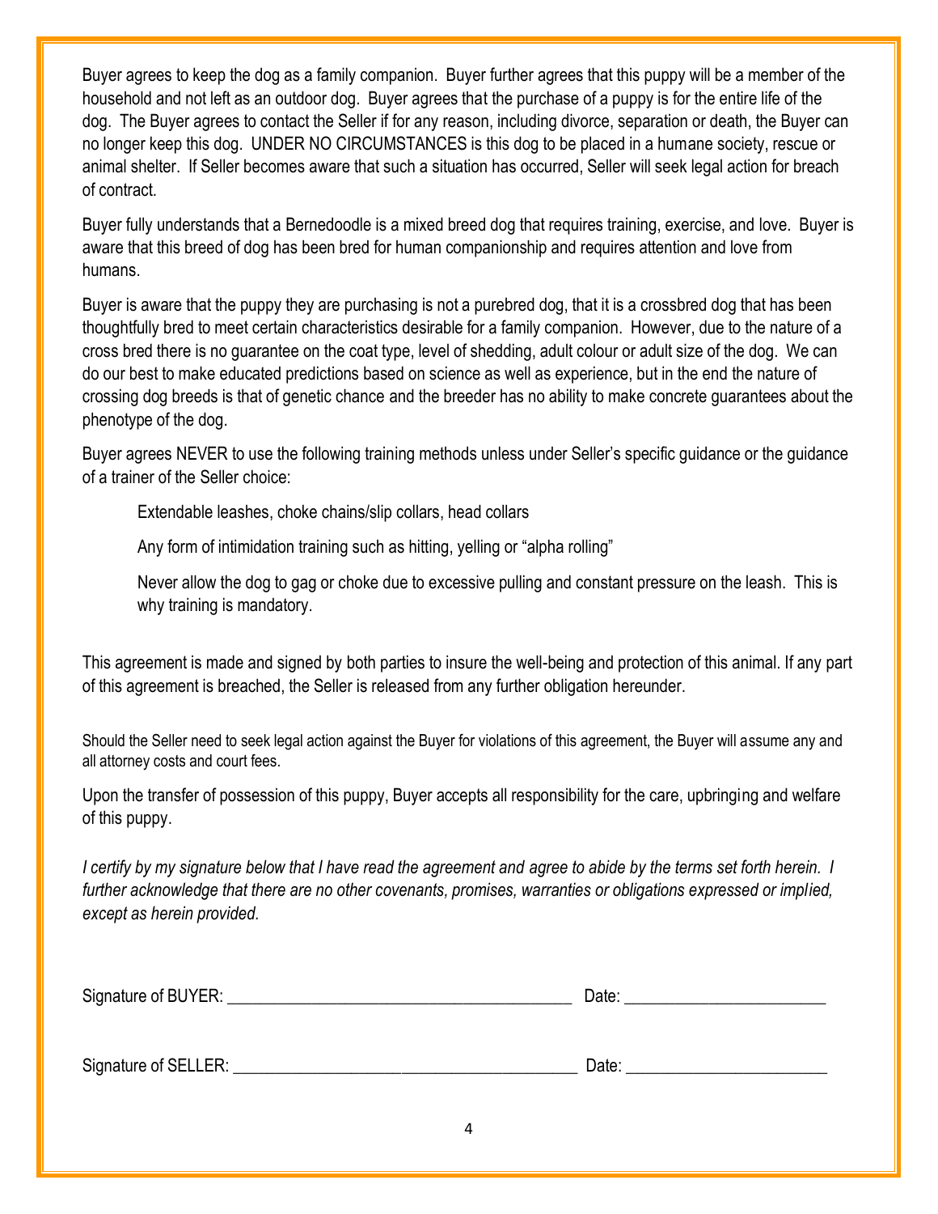Buyer agrees to keep the dog as a family companion. Buyer further agrees that this puppy will be a member of the household and not left as an outdoor dog. Buyer agrees that the purchase of a puppy is for the entire life of the dog. The Buyer agrees to contact the Seller if for any reason, including divorce, separation or death, the Buyer can no longer keep this dog. UNDER NO CIRCUMSTANCES is this dog to be placed in a humane society, rescue or animal shelter. If Seller becomes aware that such a situation has occurred, Seller will seek legal action for breach of contract.

Buyer fully understands that a Bernedoodle is a mixed breed dog that requires training, exercise, and love. Buyer is aware that this breed of dog has been bred for human companionship and requires attention and love from humans.

Buyer is aware that the puppy they are purchasing is not a purebred dog, that it is a crossbred dog that has been thoughtfully bred to meet certain characteristics desirable for a family companion. However, due to the nature of a cross bred there is no guarantee on the coat type, level of shedding, adult colour or adult size of the dog. We can do our best to make educated predictions based on science as well as experience, but in the end the nature of crossing dog breeds is that of genetic chance and the breeder has no ability to make concrete guarantees about the phenotype of the dog.

Buyer agrees NEVER to use the following training methods unless under Seller's specific guidance or the guidance of a trainer of the Seller choice:

> Extendable leashes, choke chains/slip collars, head collars
>
> Any form of intimidation training such as hitting, yelling or "alpha rolling"
>
> Never allow the dog to gag or choke due to excessive pulling and constant pressure on the leash. This is why training is mandatory.

This agreement is made and signed by both parties to insure the well-being and protection of this animal. If any part of this agreement is breached, the Seller is released from any further obligation hereunder.

Should the Seller need to seek legal action against the Buyer for violations of this agreement, the Buyer will assume any and all attorney costs and court fees.

Upon the transfer of possession of this puppy, Buyer accepts all responsibility for the care, upbringing and welfare of this puppy.

*I certify by my signature below that I have read the agreement and agree to abide by the terms set forth herein. I further acknowledge that there are no other covenants, promises, warranties or obligations expressed or implied, except as herein provided.*

Signature of BUYER: ________________________________________ Date: _______________________

Signature of SELLER: ________________________________________ Date: _______________________